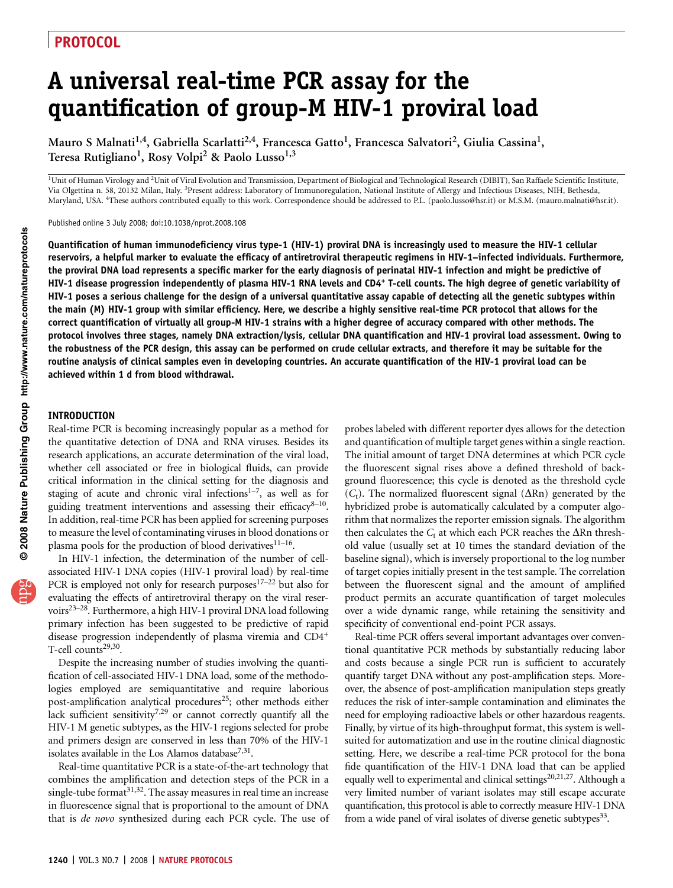# A universal real-time PCR assay for the quantification of group-M HIV-1 proviral load

Mauro S Malnati[1,4], Gabriella Scarlatti[2,4], Francesca Gatto[1], Francesca Salvatori[2], Giulia Cassina[1], Teresa Rutigliano[1], Rosy Volpi[2] & Paolo Lusso[1,3]

[1]Unit of Human Virology and [2]Unit of Viral Evolution and Transmission, Department of Biological and Technological Research (DIBIT), San Raffaele Scientific Institute, Via Olgettina n. 58, 20132 Milan, Italy. [3]Present address: Laboratory of Immunoregulation, National Institute of Allergy and Infectious Diseases, NIH, Bethesda, Maryland, USA. [4]These authors contributed equally to this work. Correspondence should be addressed to P.L. (paolo.lusso@hsr.it) or M.S.M. (mauro.malnati@hsr.it).

Published online 3 July 2008; doi:10.1038/nprot.2008.108

**Quantification of human immunodeficiency virus type-1 (HIV-1) proviral DNA is increasingly used to measure the HIV-1 cellular reservoirs, a helpful marker to evaluate the efficacy of antiretroviral therapeutic regimens in HIV-1–infected individuals. Furthermore, the proviral DNA load represents a specific marker for the early diagnosis of perinatal HIV-1 infection and might be predictive of HIV-1 disease progression independently of plasma HIV-1 RNA levels and CD4+ T-cell counts. The high degree of genetic variability of HIV-1 poses a serious challenge for the design of a universal quantitative assay capable of detecting all the genetic subtypes within the main (M) HIV-1 group with similar efficiency. Here, we describe a highly sensitive real-time PCR protocol that allows for the correct quantification of virtually all group-M HIV-1 strains with a higher degree of accuracy compared with other methods. The protocol involves three stages, namely DNA extraction/lysis, cellular DNA quantification and HIV-1 proviral load assessment. Owing to the robustness of the PCR design, this assay can be performed on crude cellular extracts, and therefore it may be suitable for the routine analysis of clinical samples even in developing countries. An accurate quantification of the HIV-1 proviral load can be achieved within 1 d from blood withdrawal.**

## INTRODUCTION

Real-time PCR is becoming increasingly popular as a method for the quantitative detection of DNA and RNA viruses. Besides its research applications, an accurate determination of the viral load, whether cell associated or free in biological fluids, can provide critical information in the clinical setting for the diagnosis and staging of acute and chronic viral infections[1–7], as well as for guiding treatment interventions and assessing their efficacy[8–10]. In addition, real-time PCR has been applied for screening purposes to measure the level of contaminating viruses in blood donations or plasma pools for the production of blood derivatives[11–16].

In HIV-1 infection, the determination of the number of cell-associated HIV-1 DNA copies (HIV-1 proviral load) by real-time PCR is employed not only for research purposes[17–22] but also for evaluating the effects of antiretroviral therapy on the viral reservoirs[23–28]. Furthermore, a high HIV-1 proviral DNA load following primary infection has been suggested to be predictive of rapid disease progression independently of plasma viremia and CD4+ T-cell counts[29,30].

Despite the increasing number of studies involving the quantification of cell-associated HIV-1 DNA load, some of the methodologies employed are semiquantitative and require laborious post-amplification analytical procedures[25]; other methods either lack sufficient sensitivity[7,29] or cannot correctly quantify all the HIV-1 M genetic subtypes, as the HIV-1 regions selected for probe and primers design are conserved in less than 70% of the HIV-1 isolates available in the Los Alamos database[7,31].

Real-time quantitative PCR is a state-of-the-art technology that combines the amplification and detection steps of the PCR in a single-tube format[31,32]. The assay measures in real time an increase in fluorescence signal that is proportional to the amount of DNA that is *de novo* synthesized during each PCR cycle. The use of probes labeled with different reporter dyes allows for the detection and quantification of multiple target genes within a single reaction. The initial amount of target DNA determines at which PCR cycle the fluorescent signal rises above a defined threshold of background fluorescence; this cycle is denoted as the threshold cycle ($C_t$). The normalized fluorescent signal ($\Delta$Rn) generated by the hybridized probe is automatically calculated by a computer algorithm that normalizes the reporter emission signals. The algorithm then calculates the $C_t$ at which each PCR reaches the $\Delta$Rn threshold value (usually set at 10 times the standard deviation of the baseline signal), which is inversely proportional to the log number of target copies initially present in the test sample. The correlation between the fluorescent signal and the amount of amplified product permits an accurate quantification of target molecules over a wide dynamic range, while retaining the sensitivity and specificity of conventional end-point PCR assays.

Real-time PCR offers several important advantages over conventional quantitative PCR methods by substantially reducing labor and costs because a single PCR run is sufficient to accurately quantify target DNA without any post-amplification steps. Moreover, the absence of post-amplification manipulation steps greatly reduces the risk of inter-sample contamination and eliminates the need for employing radioactive labels or other hazardous reagents. Finally, by virtue of its high-throughput format, this system is well-suited for automatization and use in the routine clinical diagnostic setting. Here, we describe a real-time PCR protocol for the bona fide quantification of the HIV-1 DNA load that can be applied equally well to experimental and clinical settings[20,21,27]. Although a very limited number of variant isolates may still escape accurate quantification, this protocol is able to correctly measure HIV-1 DNA from a wide panel of viral isolates of diverse genetic subtypes[33].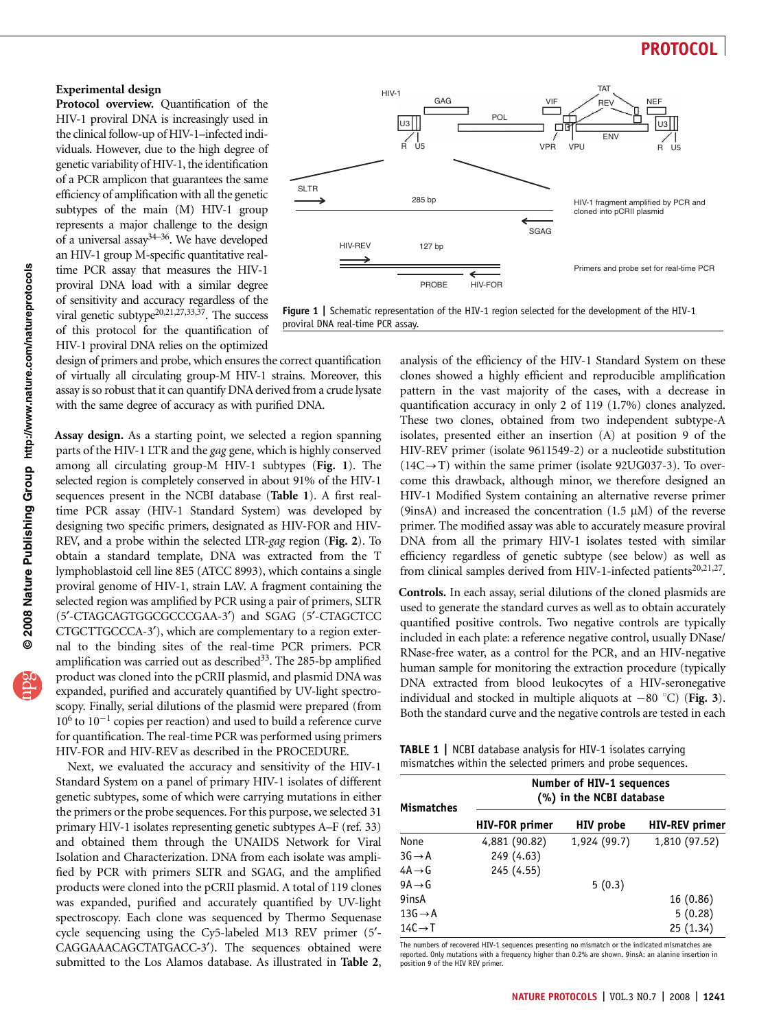### Experimental design

**Protocol overview.** Quantification of the HIV-1 proviral DNA is increasingly used in the clinical follow-up of HIV-1–infected individuals. However, due to the high degree of genetic variability of HIV-1, the identification of a PCR amplicon that guarantees the same efficiency of amplification with all the genetic subtypes of the main (M) HIV-1 group represents a major challenge to the design of a universal assay[34–36]. We have developed an HIV-1 group M-specific quantitative real-time PCR assay that measures the HIV-1 proviral DNA load with a similar degree of sensitivity and accuracy regardless of the viral genetic subtype[20,21,27,33,37]. The success of this protocol for the quantification of HIV-1 proviral DNA relies on the optimized design of primers and probe, which ensures the correct quantification of virtually all circulating group-M HIV-1 strains. Moreover, this assay is so robust that it can quantify DNA derived from a crude lysate with the same degree of accuracy as with purified DNA.

**Figure 1 |** Schematic representation of the HIV-1 region selected for the development of the HIV-1 proviral DNA real-time PCR assay.

**Assay design.** As a starting point, we selected a region spanning parts of the HIV-1 LTR and the *gag* gene, which is highly conserved among all circulating group-M HIV-1 subtypes (**Fig. 1**). The selected region is completely conserved in about 91% of the HIV-1 sequences present in the NCBI database (**Table 1**). A first real-time PCR assay (HIV-1 Standard System) was developed by designing two specific primers, designated as HIV-FOR and HIV-REV, and a probe within the selected LTR-*gag* region (**Fig. 2**). To obtain a standard template, DNA was extracted from the T lymphoblastoid cell line 8E5 (ATCC 8993), which contains a single proviral genome of HIV-1, strain LAV. A fragment containing the selected region was amplified by PCR using a pair of primers, SLTR (5′-CTAGCAGTGGCGCCCGAA-3′) and SGAG (5′-CTAGCTCC CTGCTTGCCCA-3′), which are complementary to a region external to the binding sites of the real-time PCR primers. PCR amplification was carried out as described[33]. The 285-bp amplified product was cloned into the pCRII plasmid, and plasmid DNA was expanded, purified and accurately quantified by UV-light spectroscopy. Finally, serial dilutions of the plasmid were prepared (from $10^6$ to $10^{-1}$ copies per reaction) and used to build a reference curve for quantification. The real-time PCR was performed using primers HIV-FOR and HIV-REV as described in the PROCEDURE.

Next, we evaluated the accuracy and sensitivity of the HIV-1 Standard System on a panel of primary HIV-1 isolates of different genetic subtypes, some of which were carrying mutations in either the primers or the probe sequences. For this purpose, we selected 31 primary HIV-1 isolates representing genetic subtypes A–F (ref. 33) and obtained them through the UNAIDS Network for Viral Isolation and Characterization. DNA from each isolate was amplified by PCR with primers SLTR and SGAG, and the amplified products were cloned into the pCRII plasmid. A total of 119 clones was expanded, purified and accurately quantified by UV-light spectroscopy. Each clone was sequenced by Thermo Sequenase cycle sequencing using the Cy5-labeled M13 REV primer (5′-CAGGAAACAGCTATGACC-3′). The sequences obtained were submitted to the Los Alamos database. As illustrated in **Table 2**, analysis of the efficiency of the HIV-1 Standard System on these clones showed a highly efficient and reproducible amplification pattern in the vast majority of the cases, with a decrease in quantification accuracy in only 2 of 119 (1.7%) clones analyzed. These two clones, obtained from two independent subtype-A isolates, presented either an insertion (A) at position 9 of the HIV-REV primer (isolate 9611549-2) or a nucleotide substitution (14C→T) within the same primer (isolate 92UG037-3). To overcome this drawback, although minor, we therefore designed an HIV-1 Modified System containing an alternative reverse primer (9insA) and increased the concentration (1.5 μM) of the reverse primer. The modified assay was able to accurately measure proviral DNA from all the primary HIV-1 isolates tested with similar efficiency regardless of genetic subtype (see below) as well as from clinical samples derived from HIV-1-infected patients[20,21,27].

**Controls.** In each assay, serial dilutions of the cloned plasmids are used to generate the standard curves as well as to obtain accurately quantified positive controls. Two negative controls are typically included in each plate: a reference negative control, usually DNase/RNase-free water, as a control for the PCR, and an HIV-negative human sample for monitoring the extraction procedure (typically DNA extracted from blood leukocytes of a HIV-seronegative individual and stocked in multiple aliquots at −80 °C) (**Fig. 3**). Both the standard curve and the negative controls are tested in each

**TABLE 1 |** NCBI database analysis for HIV-1 isolates carrying mismatches within the selected primers and probe sequences.

| Mismatches | Number of HIV-1 sequences (%) in the NCBI database | | |
|---|---|---|---|
| | HIV-FOR primer | HIV probe | HIV-REV primer |
| None | 4,881 (90.82) | 1,924 (99.7) | 1,810 (97.52) |
| 3G→A | 249 (4.63) | | |
| 4A→G | 245 (4.55) | | |
| 9A→G | | 5 (0.3) | |
| 9insA | | | 16 (0.86) |
| 13G→A | | | 5 (0.28) |
| 14C→T | | | 25 (1.34) |

The numbers of recovered HIV-1 sequences presenting no mismatch or the indicated mismatches are reported. Only mutations with a frequency higher than 0.2% are shown. 9insA: an alanine insertion in position 9 of the HIV REV primer.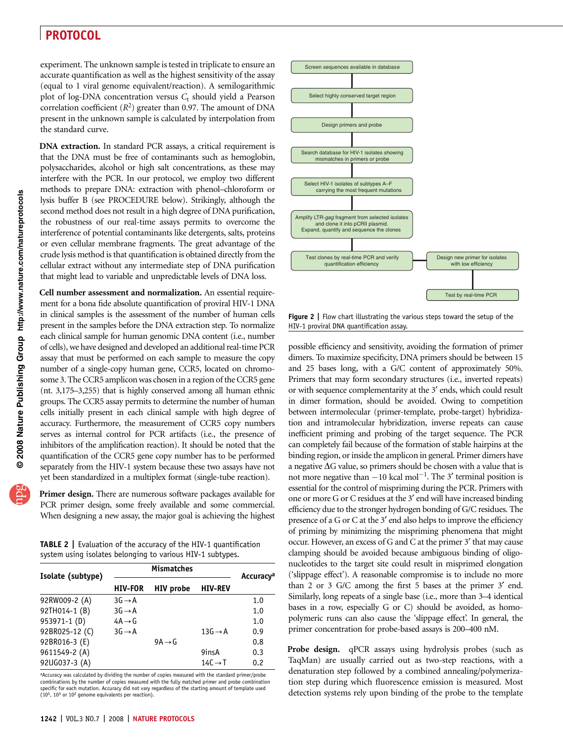experiment. The unknown sample is tested in triplicate to ensure an accurate quantification as well as the highest sensitivity of the assay (equal to 1 viral genome equivalent/reaction). A semilogarithmic plot of log-DNA concentration versus $C_t$ should yield a Pearson correlation coefficient ($R^2$) greater than 0.97. The amount of DNA present in the unknown sample is calculated by interpolation from the standard curve.

**DNA extraction.** In standard PCR assays, a critical requirement is that the DNA must be free of contaminants such as hemoglobin, polysaccharides, alcohol or high salt concentrations, as these may interfere with the PCR. In our protocol, we employ two different methods to prepare DNA: extraction with phenol–chloroform or lysis buffer B (see PROCEDURE below). Strikingly, although the second method does not result in a high degree of DNA purification, the robustness of our real-time assays permits to overcome the interference of potential contaminants like detergents, salts, proteins or even cellular membrane fragments. The great advantage of the crude lysis method is that quantification is obtained directly from the cellular extract without any intermediate step of DNA purification that might lead to variable and unpredictable levels of DNA loss.

**Cell number assessment and normalization.** An essential requirement for a bona fide absolute quantification of proviral HIV-1 DNA in clinical samples is the assessment of the number of human cells present in the samples before the DNA extraction step. To normalize each clinical sample for human genomic DNA content (i.e., number of cells), we have designed and developed an additional real-time PCR assay that must be performed on each sample to measure the copy number of a single-copy human gene, CCR5, located on chromosome 3. The CCR5 amplicon was chosen in a region of the CCR5 gene (nt. 3,175–3,255) that is highly conserved among all human ethnic groups. The CCR5 assay permits to determine the number of human cells initially present in each clinical sample with high degree of accuracy. Furthermore, the measurement of CCR5 copy numbers serves as internal control for PCR artifacts (i.e., the presence of inhibitors of the amplification reaction). It should be noted that the quantification of the CCR5 gene copy number has to be performed separately from the HIV-1 system because these two assays have not yet been standardized in a multiplex format (single-tube reaction).

**Primer design.** There are numerous software packages available for PCR primer design, some freely available and some commercial. When designing a new assay, the major goal is achieving the highest possible efficiency and sensitivity, avoiding the formation of primer dimers. To maximize specificity, DNA primers should be between 15 and 25 bases long, with a G/C content of approximately 50%. Primers that may form secondary structures (i.e., inverted repeats) or with sequence complementarity at the 3′ ends, which could result in dimer formation, should be avoided. Owing to competition between intermolecular (primer-template, probe-target) hybridization and intramolecular hybridization, inverse repeats can cause inefficient priming and probing of the target sequence. The PCR can completely fail because of the formation of stable hairpins at the binding region, or inside the amplicon in general. Primer dimers have a negative ΔG value, so primers should be chosen with a value that is not more negative than −10 kcal mol$^{-1}$. The 3′ terminal position is essential for the control of mispriming during the PCR. Primers with one or more G or C residues at the 3′ end will have increased binding efficiency due to the stronger hydrogen bonding of G/C residues. The presence of a G or C at the 3′ end also helps to improve the efficiency of priming by minimizing the mispriming phenomena that might occur. However, an excess of G and C at the primer 3′ that may cause clamping should be avoided because ambiguous binding of oligonucleotides to the target site could result in misprimed elongation ('slippage effect'). A reasonable compromise is to include no more than 2 or 3 G/C among the first 5 bases at the primer 3′ end. Similarly, long repeats of a single base (i.e., more than 3–4 identical bases in a row, especially G or C) should be avoided, as homopolymeric runs can also cause the 'slippage effect'. In general, the primer concentration for probe-based assays is 200–400 nM.

**TABLE 2 |** Evaluation of the accuracy of the HIV-1 quantification system using isolates belonging to various HIV-1 subtypes.

| Isolate (subtype) | Mismatches | | | Accuracy[a] |
|---|---|---|---|---|
| | HIV-FOR | HIV probe | HIV-REV | |
| 92RW009-2 (A) | 3G→A | | | 1.0 |
| 92TH014-1 (B) | 3G→A | | | 1.0 |
| 953971-1 (D) | 4A→G | | | 1.0 |
| 92BR025-12 (C) | 3G→A | | 13G→A | 0.9 |
| 92BR016-3 (E) | | 9A→G | | 0.8 |
| 9611549-2 (A) | | | 9insA | 0.3 |
| 92UG037-3 (A) | | | 14C→T | 0.2 |

[a]Accuracy was calculated by dividing the number of copies measured with the standard primer/probe combinations by the number of copies measured with the fully matched primer and probe combination specific for each mutation. Accuracy did not vary regardless of the starting amount of template used ($10^5$, $10^3$ or $10^2$ genome equivalents per reaction).

**Figure 2 |** Flow chart illustrating the various steps toward the setup of the HIV-1 proviral DNA quantification assay.

**Probe design.** qPCR assays using hydrolysis probes (such as TaqMan) are usually carried out as two-step reactions, with a denaturation step followed by a combined annealing/polymerization step during which fluorescence emission is measured. Most detection systems rely upon binding of the probe to the template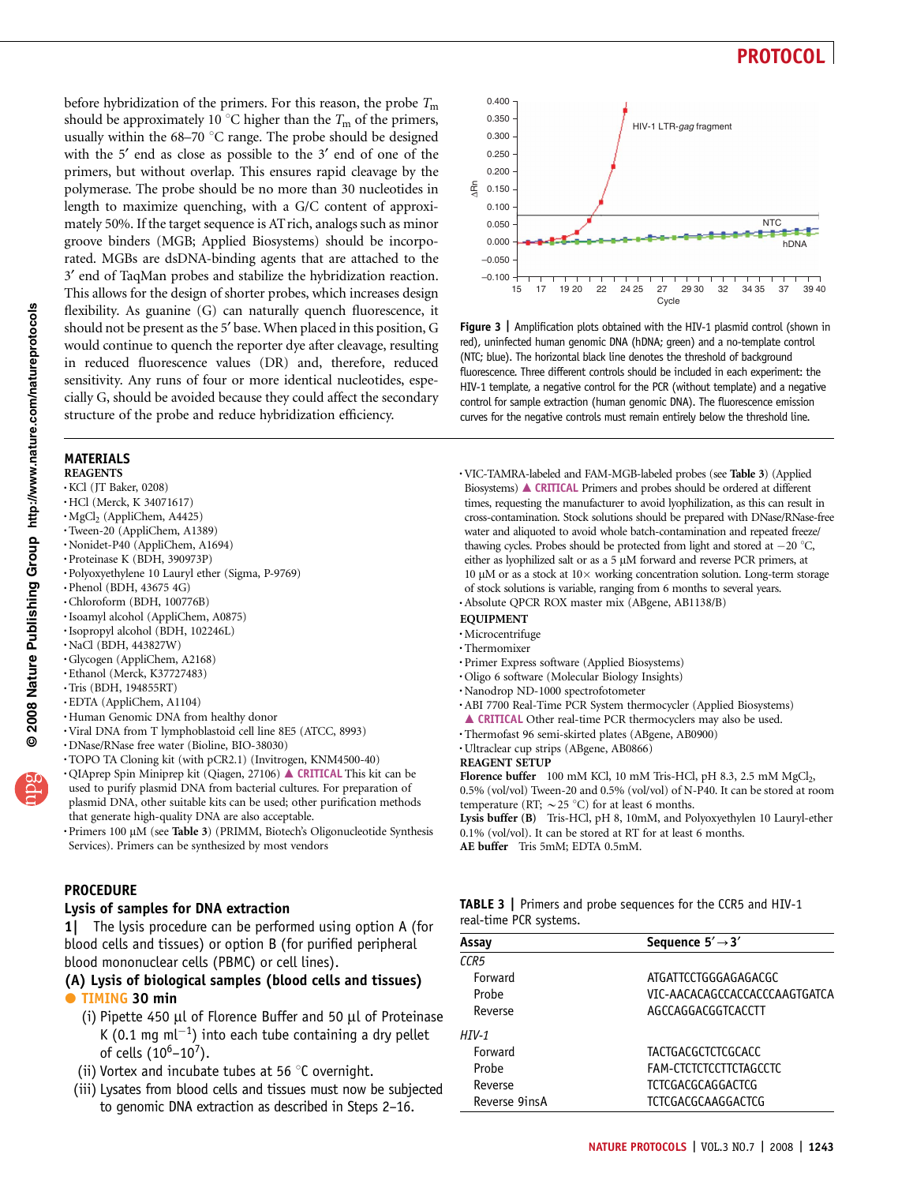before hybridization of the primers. For this reason, the probe $T_m$ should be approximately 10 °C higher than the $T_m$ of the primers, usually within the 68–70 °C range. The probe should be designed with the 5′ end as close as possible to the 3′ end of one of the primers, but without overlap. This ensures rapid cleavage by the polymerase. The probe should be no more than 30 nucleotides in length to maximize quenching, with a G/C content of approximately 50%. If the target sequence is AT rich, analogs such as minor groove binders (MGB; Applied Biosystems) should be incorporated. MGBs are dsDNA-binding agents that are attached to the 3′ end of TaqMan probes and stabilize the hybridization reaction. This allows for the design of shorter probes, which increases design flexibility. As guanine (G) can naturally quench fluorescence, it should not be present as the 5′ base. When placed in this position, G would continue to quench the reporter dye after cleavage, resulting in reduced fluorescence values (DR) and, therefore, reduced sensitivity. Any runs of four or more identical nucleotides, especially G, should be avoided because they could affect the secondary structure of the probe and reduce hybridization efficiency.

**Figure 3 |** Amplification plots obtained with the HIV-1 plasmid control (shown in red), uninfected human genomic DNA (hDNA; green) and a no-template control (NTC; blue). The horizontal black line denotes the threshold of background fluorescence. Three different controls should be included in each experiment: the HIV-1 template, a negative control for the PCR (without template) and a negative control for sample extraction (human genomic DNA). The fluorescence emission curves for the negative controls must remain entirely below the threshold line.

## MATERIALS

### REAGENTS

- KCl (JT Baker, 0208)
- HCl (Merck, K 34071617)
- $MgCl_2$ (AppliChem, A4425)
- Tween-20 (AppliChem, A1389)
- Nonidet-P40 (AppliChem, A1694)
- Proteinase K (BDH, 390973P)
- Polyoxyethylene 10 Lauryl ether (Sigma, P-9769)
- Phenol (BDH, 43675 4G)
- Chloroform (BDH, 100776B)
- Isoamyl alcohol (AppliChem, A0875)
- Isopropyl alcohol (BDH, 102246L)
- NaCl (BDH, 443827W)
- Glycogen (AppliChem, A2168)
- Ethanol (Merck, K37727483)
- Tris (BDH, 194855RT)
- EDTA (AppliChem, A1104)
- Human Genomic DNA from healthy donor
- Viral DNA from T lymphoblastoid cell line 8E5 (ATCC, 8993)
- DNase/RNase free water (Bioline, BIO-38030)
- TOPO TA Cloning kit (with pCR2.1) (Invitrogen, KNM4500-40)
- QIAprep Spin Miniprep kit (Qiagen, 27106) ▲ **CRITICAL** This kit can be used to purify plasmid DNA from bacterial cultures. For preparation of plasmid DNA, other suitable kits can be used; other purification methods that generate high-quality DNA are also acceptable.
- Primers 100 μM (see **Table 3**) (PRIMM, Biotech's Oligonucleotide Synthesis Services). Primers can be synthesized by most vendors
- VIC-TAMRA-labeled and FAM-MGB-labeled probes (see **Table 3**) (Applied Biosystems) ▲ **CRITICAL** Primers and probes should be ordered at different times, requesting the manufacturer to avoid lyophilization, as this can result in cross-contamination. Stock solutions should be prepared with DNase/RNase-free water and aliquoted to avoid whole batch-contamination and repeated freeze/thawing cycles. Probes should be protected from light and stored at −20 °C, either as lyophilized salt or as a 5 μM forward and reverse PCR primers, at 10 μM or as a stock at 10× working concentration solution. Long-term storage of stock solutions is variable, ranging from 6 months to several years.
- Absolute QPCR ROX master mix (ABgene, AB1138/B)

### EQUIPMENT

- Microcentrifuge
- Thermomixer
- Primer Express software (Applied Biosystems)
- Oligo 6 software (Molecular Biology Insights)
- Nanodrop ND-1000 spectrofotometer
- ABI 7700 Real-Time PCR System thermocycler (Applied Biosystems) ▲ **CRITICAL** Other real-time PCR thermocyclers may also be used.
- Thermofast 96 semi-skirted plates (ABgene, AB0900)
- Ultraclear cup strips (ABgene, AB0866)

### REAGENT SETUP

**Florence buffer** 100 mM KCl, 10 mM Tris-HCl, pH 8.3, 2.5 mM $MgCl_2$, 0.5% (vol/vol) Tween-20 and 0.5% (vol/vol) of N-P40. It can be stored at room temperature (RT; ~25 °C) for at least 6 months.
**Lysis buffer (B)** Tris-HCl, pH 8, 10mM, and Polyoxyethylen 10 Lauryl-ether 0.1% (vol/vol). It can be stored at RT for at least 6 months.
**AE buffer** Tris 5mM; EDTA 0.5mM.

**TABLE 3 |** Primers and probe sequences for the CCR5 and HIV-1 real-time PCR systems.

| Assay | Sequence 5′→3′ |
|---|---|
| *CCR5* | |
| Forward | ATGATTCCTGGGAGAGACGC |
| Probe | VIC-AACACAGCCACCACCCAAGTGATCA |
| Reverse | AGCCAGGACGGTCACCTT |
| *HIV-1* | |
| Forward | TACTGACGCTCTCGCACC |
| Probe | FAM-CTCTCTCCTTCTAGCCTC |
| Reverse | TCTCGACGCAGGACTCG |
| Reverse 9insA | TCTCGACGCAAGGACTCG |

## PROCEDURE

### Lysis of samples for DNA extraction

**1|** The lysis procedure can be performed using option A (for blood cells and tissues) or option B (for purified peripheral blood mononuclear cells (PBMC) or cell lines).

**(A) Lysis of biological samples (blood cells and tissues)** ● **TIMING** 30 min

(i) Pipette 450 μl of Florence Buffer and 50 μl of Proteinase K (0.1 mg $ml^{-1}$) into each tube containing a dry pellet of cells ($10^6$–$10^7$).

(ii) Vortex and incubate tubes at 56 °C overnight.

(iii) Lysates from blood cells and tissues must now be subjected to genomic DNA extraction as described in Steps 2–16.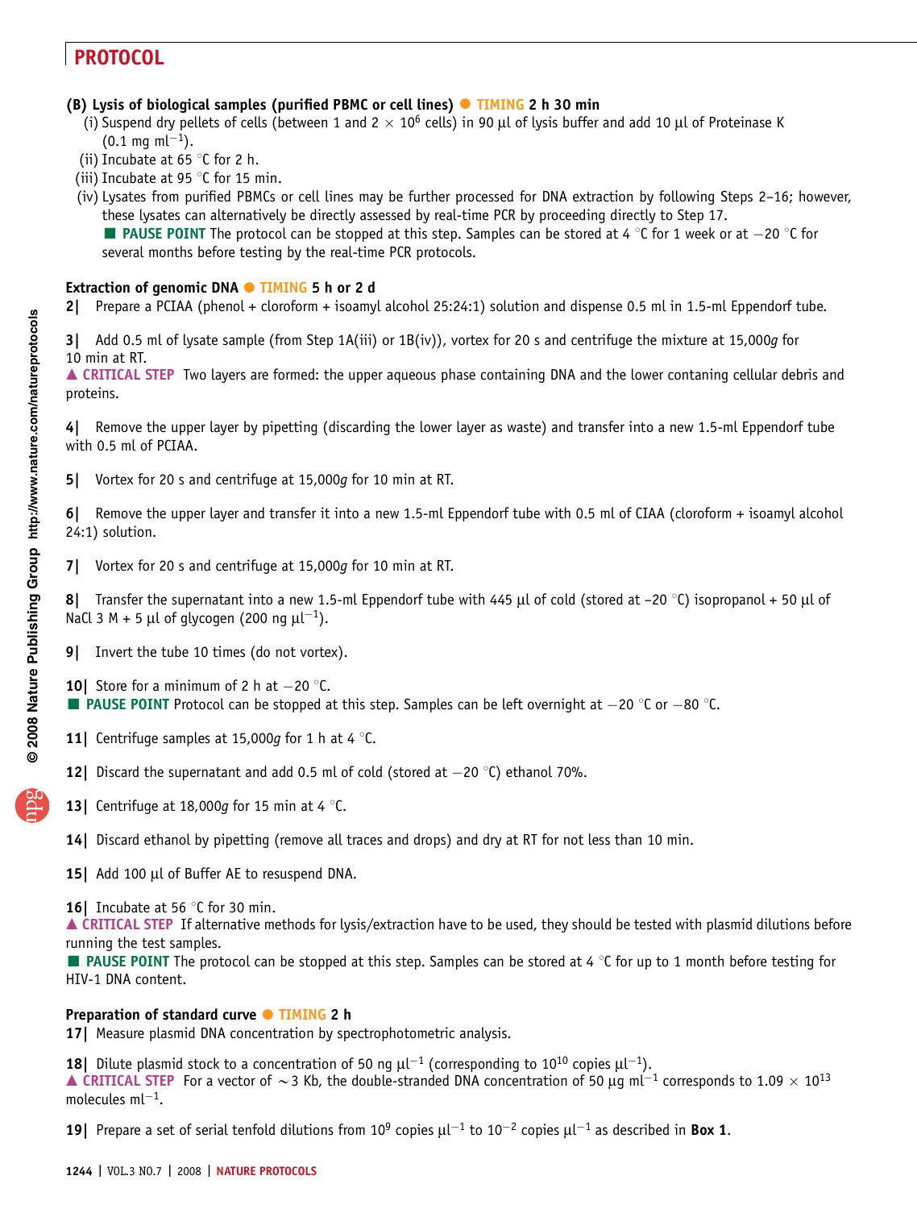**(B) Lysis of biological samples (purified PBMC or cell lines)** ● TIMING 2 h 30 min

(i) Suspend dry pellets of cells (between 1 and 2 × $10^6$ cells) in 90 μl of lysis buffer and add 10 μl of Proteinase K (0.1 mg $ml^{-1}$).

(ii) Incubate at 65 °C for 2 h.

(iii) Incubate at 95 °C for 15 min.

(iv) Lysates from purified PBMCs or cell lines may be further processed for DNA extraction by following Steps 2–16; however, these lysates can alternatively be directly assessed by real-time PCR by proceeding directly to Step 17.

■ PAUSE POINT The protocol can be stopped at this step. Samples can be stored at 4 °C for 1 week or at −20 °C for several months before testing by the real-time PCR protocols.

**Extraction of genomic DNA** ● TIMING 5 h or 2 d

2| Prepare a PCIAA (phenol + cloroform + isoamyl alcohol 25:24:1) solution and dispense 0.5 ml in 1.5-ml Eppendorf tube.

3| Add 0.5 ml of lysate sample (from Step 1A(iii) or 1B(iv)), vortex for 20 s and centrifuge the mixture at 15,000*g* for 10 min at RT.

▲ CRITICAL STEP Two layers are formed: the upper aqueous phase containing DNA and the lower contaning cellular debris and proteins.

4| Remove the upper layer by pipetting (discarding the lower layer as waste) and transfer into a new 1.5-ml Eppendorf tube with 0.5 ml of PCIAA.

5| Vortex for 20 s and centrifuge at 15,000*g* for 10 min at RT.

6| Remove the upper layer and transfer it into a new 1.5-ml Eppendorf tube with 0.5 ml of CIAA (cloroform + isoamyl alcohol 24:1) solution.

7| Vortex for 20 s and centrifuge at 15,000*g* for 10 min at RT.

8| Transfer the supernatant into a new 1.5-ml Eppendorf tube with 445 μl of cold (stored at −20 °C) isopropanol + 50 μl of NaCl 3 M + 5 μl of glycogen (200 ng $\mu l^{-1}$).

9| Invert the tube 10 times (do not vortex).

10| Store for a minimum of 2 h at −20 °C.

■ PAUSE POINT Protocol can be stopped at this step. Samples can be left overnight at −20 °C or −80 °C.

11| Centrifuge samples at 15,000*g* for 1 h at 4 °C.

12| Discard the supernatant and add 0.5 ml of cold (stored at −20 °C) ethanol 70%.

13| Centrifuge at 18,000*g* for 15 min at 4 °C.

14| Discard ethanol by pipetting (remove all traces and drops) and dry at RT for not less than 10 min.

15| Add 100 μl of Buffer AE to resuspend DNA.

16| Incubate at 56 °C for 30 min.

▲ CRITICAL STEP If alternative methods for lysis/extraction have to be used, they should be tested with plasmid dilutions before running the test samples.

■ PAUSE POINT The protocol can be stopped at this step. Samples can be stored at 4 °C for up to 1 month before testing for HIV-1 DNA content.

**Preparation of standard curve** ● TIMING 2 h

17| Measure plasmid DNA concentration by spectrophotometric analysis.

18| Dilute plasmid stock to a concentration of 50 ng $\mu l^{-1}$ (corresponding to $10^{10}$ copies $\mu l^{-1}$).

▲ CRITICAL STEP For a vector of ∼3 Kb, the double-stranded DNA concentration of 50 μg $ml^{-1}$ corresponds to 1.09 × $10^{13}$ molecules $ml^{-1}$.

19| Prepare a set of serial tenfold dilutions from $10^9$ copies $\mu l^{-1}$ to $10^{-2}$ copies $\mu l^{-1}$ as described in **Box 1**.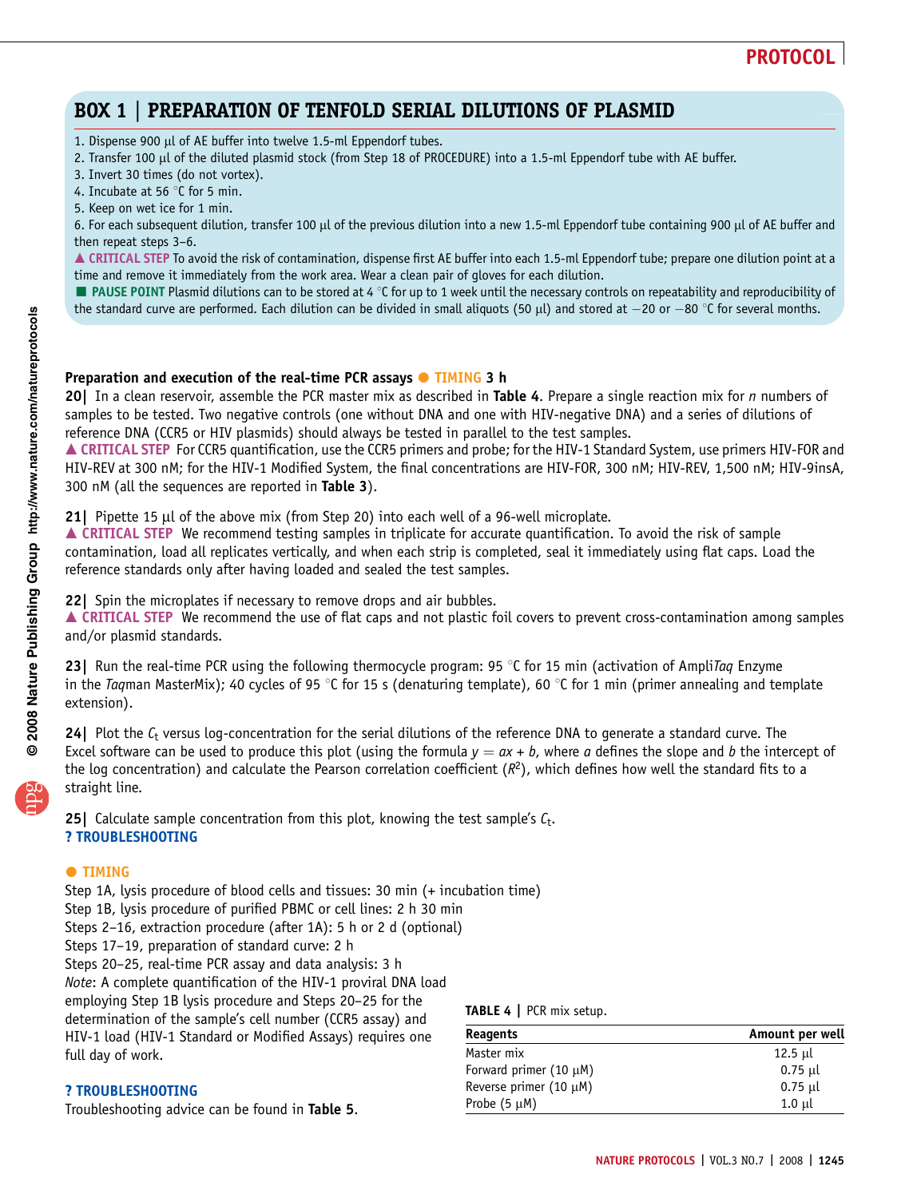## BOX 1 | PREPARATION OF TENFOLD SERIAL DILUTIONS OF PLASMID

1. Dispense 900 μl of AE buffer into twelve 1.5-ml Eppendorf tubes.
2. Transfer 100 μl of the diluted plasmid stock (from Step 18 of PROCEDURE) into a 1.5-ml Eppendorf tube with AE buffer.
3. Invert 30 times (do not vortex).
4. Incubate at 56 °C for 5 min.
5. Keep on wet ice for 1 min.
6. For each subsequent dilution, transfer 100 μl of the previous dilution into a new 1.5-ml Eppendorf tube containing 900 μl of AE buffer and then repeat steps 3–6.

▲ **CRITICAL STEP** To avoid the risk of contamination, dispense first AE buffer into each 1.5-ml Eppendorf tube; prepare one dilution point at a time and remove it immediately from the work area. Wear a clean pair of gloves for each dilution.

■ **PAUSE POINT** Plasmid dilutions can to be stored at 4 °C for up to 1 week until the necessary controls on repeatability and reproducibility of the standard curve are performed. Each dilution can be divided in small aliquots (50 μl) and stored at −20 or −80 °C for several months.

**Preparation and execution of the real-time PCR assays** ● **TIMING 3 h**

**20|** In a clean reservoir, assemble the PCR master mix as described in **Table 4**. Prepare a single reaction mix for *n* numbers of samples to be tested. Two negative controls (one without DNA and one with HIV-negative DNA) and a series of dilutions of reference DNA (CCR5 or HIV plasmids) should always be tested in parallel to the test samples.

▲ **CRITICAL STEP** For CCR5 quantification, use the CCR5 primers and probe; for the HIV-1 Standard System, use primers HIV-FOR and HIV-REV at 300 nM; for the HIV-1 Modified System, the final concentrations are HIV-FOR, 300 nM; HIV-REV, 1,500 nM; HIV-9insA, 300 nM (all the sequences are reported in **Table 3**).

**21|** Pipette 15 μl of the above mix (from Step 20) into each well of a 96-well microplate.

▲ **CRITICAL STEP** We recommend testing samples in triplicate for accurate quantification. To avoid the risk of sample contamination, load all replicates vertically, and when each strip is completed, seal it immediately using flat caps. Load the reference standards only after having loaded and sealed the test samples.

**22|** Spin the microplates if necessary to remove drops and air bubbles.

▲ **CRITICAL STEP** We recommend the use of flat caps and not plastic foil covers to prevent cross-contamination among samples and/or plasmid standards.

**23|** Run the real-time PCR using the following thermocycle program: 95 °C for 15 min (activation of Ampli*Taq* Enzyme in the *Taq*man MasterMix); 40 cycles of 95 °C for 15 s (denaturing template), 60 °C for 1 min (primer annealing and template extension).

**24|** Plot the $C_t$ versus log-concentration for the serial dilutions of the reference DNA to generate a standard curve. The Excel software can be used to produce this plot (using the formula $y = ax + b$, where $a$ defines the slope and $b$ the intercept of the log concentration) and calculate the Pearson correlation coefficient ($R^2$), which defines how well the standard fits to a straight line.

**25|** Calculate sample concentration from this plot, knowing the test sample's $C_t$.

**? TROUBLESHOOTING**

● **TIMING**

Step 1A, lysis procedure of blood cells and tissues: 30 min (+ incubation time)
Step 1B, lysis procedure of purified PBMC or cell lines: 2 h 30 min
Steps 2–16, extraction procedure (after 1A): 5 h or 2 d (optional)
Steps 17–19, preparation of standard curve: 2 h
Steps 20–25, real-time PCR assay and data analysis: 3 h
*Note*: A complete quantification of the HIV-1 proviral DNA load employing Step 1B lysis procedure and Steps 20–25 for the determination of the sample's cell number (CCR5 assay) and HIV-1 load (HIV-1 Standard or Modified Assays) requires one full day of work.

**? TROUBLESHOOTING**

Troubleshooting advice can be found in **Table 5**.

**TABLE 4 |** PCR mix setup.

| Reagents | Amount per well |
|---|---|
| Master mix | 12.5 μl |
| Forward primer (10 μM) | 0.75 μl |
| Reverse primer (10 μM) | 0.75 μl |
| Probe (5 μM) | 1.0 μl |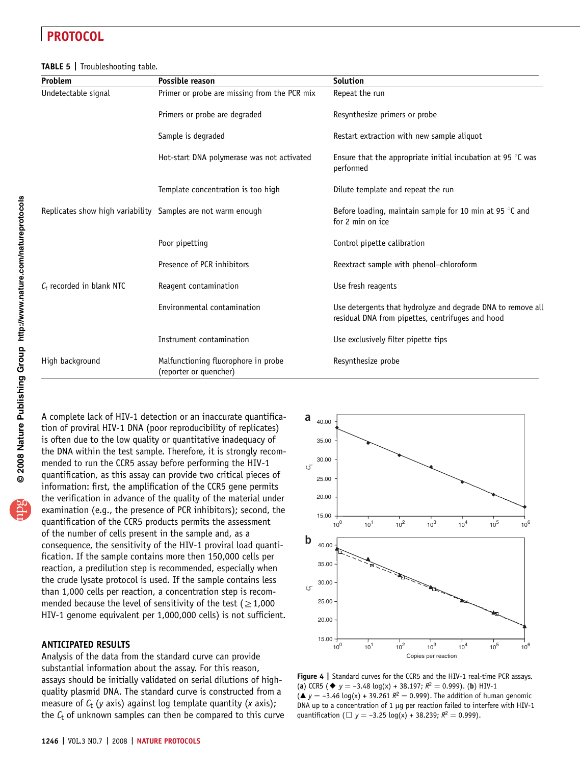**TABLE 5 |** Troubleshooting table.

| Problem | Possible reason | Solution |
|---|---|---|
| Undetectable signal | Primer or probe are missing from the PCR mix | Repeat the run |
| | Primers or probe are degraded | Resynthesize primers or probe |
| | Sample is degraded | Restart extraction with new sample aliquot |
| | Hot-start DNA polymerase was not activated | Ensure that the appropriate initial incubation at 95 °C was performed |
| | Template concentration is too high | Dilute template and repeat the run |
| Replicates show high variability | Samples are not warm enough | Before loading, maintain sample for 10 min at 95 °C and for 2 min on ice |
| | Poor pipetting | Control pipette calibration |
| | Presence of PCR inhibitors | Reextract sample with phenol–chloroform |
| $C_t$ recorded in blank NTC | Reagent contamination | Use fresh reagents |
| | Environmental contamination | Use detergents that hydrolyze and degrade DNA to remove all residual DNA from pipettes, centrifuges and hood |
| | Instrument contamination | Use exclusively filter pipette tips |
| High background | Malfunctioning fluorophore in probe (reporter or quencher) | Resynthesize probe |

A complete lack of HIV-1 detection or an inaccurate quantification of proviral HIV-1 DNA (poor reproducibility of replicates) is often due to the low quality or quantitative inadequacy of the DNA within the test sample. Therefore, it is strongly recommended to run the CCR5 assay before performing the HIV-1 quantification, as this assay can provide two critical pieces of information: first, the amplification of the CCR5 gene permits the verification in advance of the quality of the material under examination (e.g., the presence of PCR inhibitors); second, the quantification of the CCR5 products permits the assessment of the number of cells present in the sample and, as a consequence, the sensitivity of the HIV-1 proviral load quantification. If the sample contains more then 150,000 cells per reaction, a predilution step is recommended, especially when the crude lysate protocol is used. If the sample contains less than 1,000 cells per reaction, a concentration step is recommended because the level of sensitivity of the test ($\geq$1,000 HIV-1 genome equivalent per 1,000,000 cells) is not sufficient.

## ANTICIPATED RESULTS

Analysis of the data from the standard curve can provide substantial information about the assay. For this reason, assays should be initially validated on serial dilutions of high-quality plasmid DNA. The standard curve is constructed from a measure of $C_t$ ($y$ axis) against log template quantity ($x$ axis); the $C_t$ of unknown samples can then be compared to this curve

**Figure 4 |** Standard curves for the CCR5 and the HIV-1 real-time PCR assays. (**a**) CCR5 (◆ $y = -3.48 \log(x) + 38.197$; $R^2 = 0.999$). (**b**) HIV-1 (▲ $y = -3.46 \log(x) + 39.261$ $R^2 = 0.999$). The addition of human genomic DNA up to a concentration of 1 μg per reaction failed to interfere with HIV-1 quantification (□ $y = -3.25 \log(x) + 38.239$; $R^2 = 0.999$).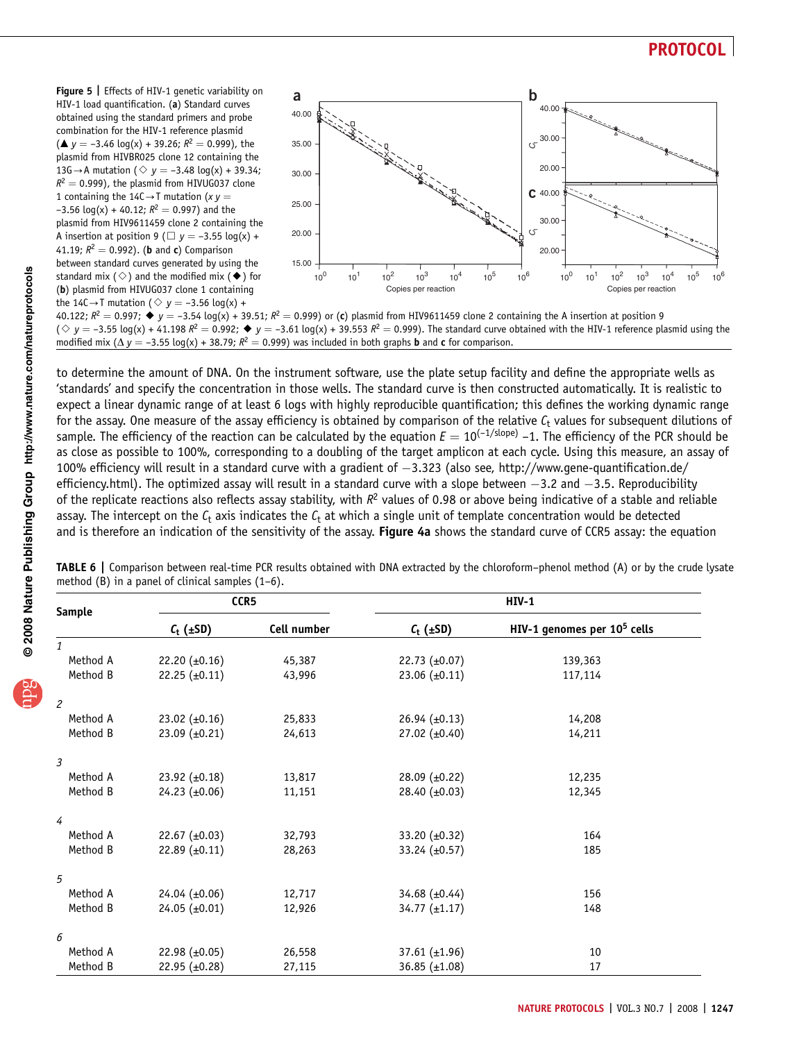**Figure 5 | Effects of HIV-1 genetic variability on HIV-1 load quantification.** (**a**) Standard curves obtained using the standard primers and probe combination for the HIV-1 reference plasmid (▲ $y = -3.46\log(x) + 39.26$; $R^2 = 0.999$), the plasmid from HIVBR025 clone 12 containing the 13G→A mutation (◇ $y = -3.48\log(x) + 39.34$; $R^2 = 0.999$), the plasmid from HIVUG037 clone 1 containing the 14C→T mutation (x $y = -3.56\log(x) + 40.12$; $R^2 = 0.997$) and the plasmid from HIV9611459 clone 2 containing the A insertion at position 9 (□ $y = -3.55\log(x) + 41.19$; $R^2 = 0.992$). (**b** and **c**) Comparison between standard curves generated by using the standard mix (◇) and the modified mix (◆) for (**b**) plasmid from HIVUG037 clone 1 containing the 14C→T mutation (◇ $y = -3.56\log(x) + 40.122$; $R^2 = 0.997$; ◆ $y = -3.54\log(x) + 39.51$; $R^2 = 0.999$) or (**c**) plasmid from HIV9611459 clone 2 containing the A insertion at position 9 (◇ $y = -3.55\log(x) + 41.198$ $R^2 = 0.992$; ◆ $y = -3.61\log(x) + 39.553$ $R^2 = 0.999$). The standard curve obtained with the HIV-1 reference plasmid using the modified mix (Δ $y = -3.55\log(x) + 38.79$; $R^2 = 0.999$) was included in both graphs **b** and **c** for comparison.

to determine the amount of DNA. On the instrument software, use the plate setup facility and define the appropriate wells as 'standards' and specify the concentration in those wells. The standard curve is then constructed automatically. It is realistic to expect a linear dynamic range of at least 6 logs with highly reproducible quantification; this defines the working dynamic range for the assay. One measure of the assay efficiency is obtained by comparison of the relative $C_t$ values for subsequent dilutions of sample. The efficiency of the reaction can be calculated by the equation $E = 10^{(-1/\text{slope})} - 1$. The efficiency of the PCR should be as close as possible to 100%, corresponding to a doubling of the target amplicon at each cycle. Using this measure, an assay of 100% efficiency will result in a standard curve with a gradient of −3.323 (also see, http://www.gene-quantification.de/efficiency.html). The optimized assay will result in a standard curve with a slope between −3.2 and −3.5. Reproducibility of the replicate reactions also reflects assay stability, with $R^2$ values of 0.98 or above being indicative of a stable and reliable assay. The intercept on the $C_t$ axis indicates the $C_t$ at which a single unit of template concentration would be detected and is therefore an indication of the sensitivity of the assay. **Figure 4a** shows the standard curve of CCR5 assay: the equation

**TABLE 6 |** Comparison between real-time PCR results obtained with DNA extracted by the chloroform–phenol method (A) or by the crude lysate method (B) in a panel of clinical samples (1–6).

| Sample | CCR5 | | HIV-1 | |
|---|---|---|---|---|
| | $C_t$ (±SD) | Cell number | $C_t$ (±SD) | HIV-1 genomes per $10^5$ cells |
| *1* | | | | |
| Method A | 22.20 (±0.16) | 45,387 | 22.73 (±0.07) | 139,363 |
| Method B | 22.25 (±0.11) | 43,996 | 23.06 (±0.11) | 117,114 |
| *2* | | | | |
| Method A | 23.02 (±0.16) | 25,833 | 26.94 (±0.13) | 14,208 |
| Method B | 23.09 (±0.21) | 24,613 | 27.02 (±0.40) | 14,211 |
| *3* | | | | |
| Method A | 23.92 (±0.18) | 13,817 | 28.09 (±0.22) | 12,235 |
| Method B | 24.23 (±0.06) | 11,151 | 28.40 (±0.03) | 12,345 |
| *4* | | | | |
| Method A | 22.67 (±0.03) | 32,793 | 33.20 (±0.32) | 164 |
| Method B | 22.89 (±0.11) | 28,263 | 33.24 (±0.57) | 185 |
| *5* | | | | |
| Method A | 24.04 (±0.06) | 12,717 | 34.68 (±0.44) | 156 |
| Method B | 24.05 (±0.01) | 12,926 | 34.77 (±1.17) | 148 |
| *6* | | | | |
| Method A | 22.98 (±0.05) | 26,558 | 37.61 (±1.96) | 10 |
| Method B | 22.95 (±0.28) | 27,115 | 36.85 (±1.08) | 17 |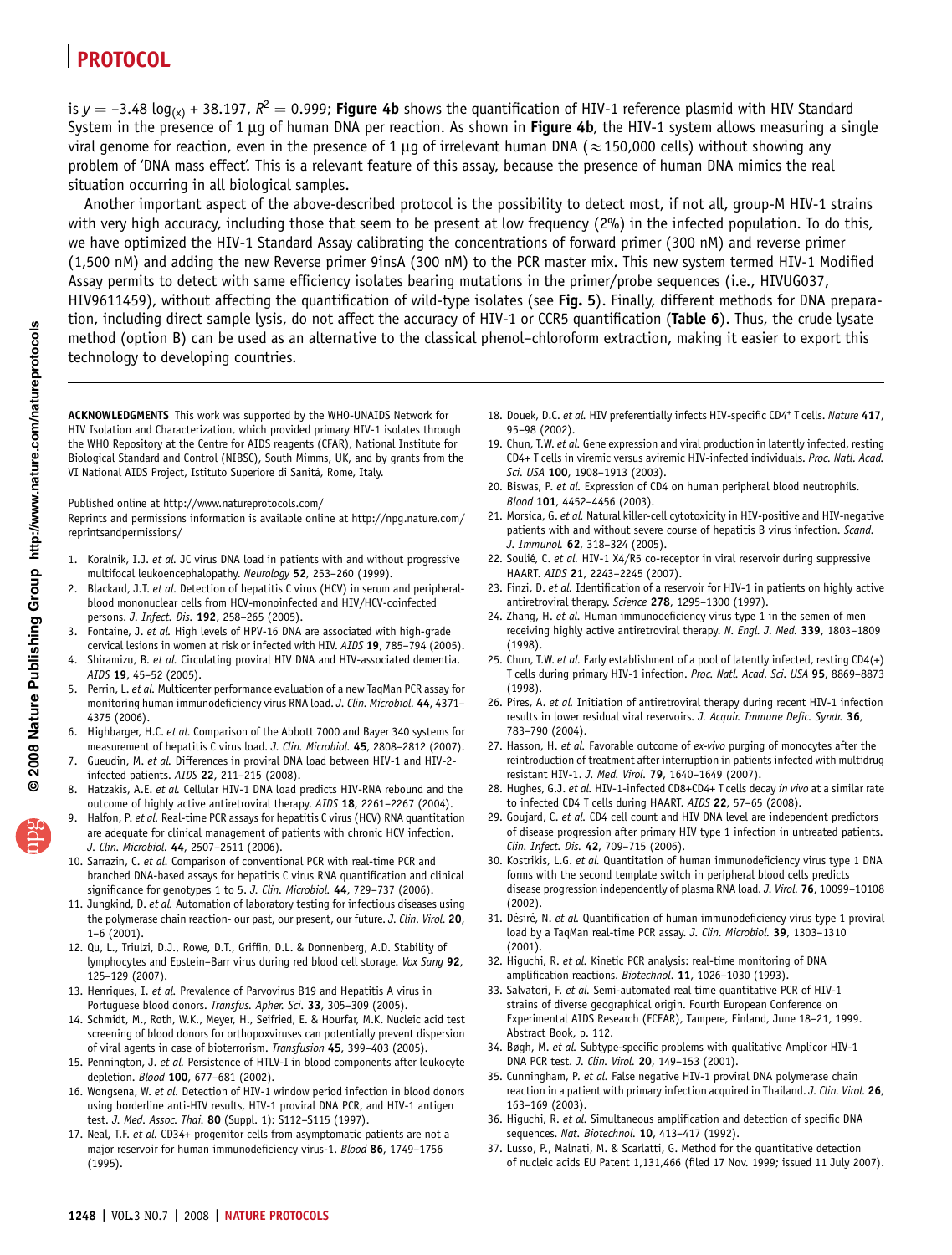is $y = -3.48 \log_{(x)} + 38.197$, $R^2 = 0.999$; **Figure 4b** shows the quantification of HIV-1 reference plasmid with HIV Standard System in the presence of 1 μg of human DNA per reaction. As shown in **Figure 4b**, the HIV-1 system allows measuring a single viral genome for reaction, even in the presence of 1 μg of irrelevant human DNA (≈150,000 cells) without showing any problem of 'DNA mass effect'. This is a relevant feature of this assay, because the presence of human DNA mimics the real situation occurring in all biological samples.

Another important aspect of the above-described protocol is the possibility to detect most, if not all, group-M HIV-1 strains with very high accuracy, including those that seem to be present at low frequency (2%) in the infected population. To do this, we have optimized the HIV-1 Standard Assay calibrating the concentrations of forward primer (300 nM) and reverse primer (1,500 nM) and adding the new Reverse primer 9insA (300 nM) to the PCR master mix. This new system termed HIV-1 Modified Assay permits to detect with same efficiency isolates bearing mutations in the primer/probe sequences (i.e., HIVUG037, HIV9611459), without affecting the quantification of wild-type isolates (see **Fig. 5**). Finally, different methods for DNA preparation, including direct sample lysis, do not affect the accuracy of HIV-1 or CCR5 quantification (**Table 6**). Thus, the crude lysate method (option B) can be used as an alternative to the classical phenol–chloroform extraction, making it easier to export this technology to developing countries.

**ACKNOWLEDGMENTS** This work was supported by the WHO-UNAIDS Network for HIV Isolation and Characterization, which provided primary HIV-1 isolates through the WHO Repository at the Centre for AIDS reagents (CFAR), National Institute for Biological Standard and Control (NIBSC), South Mimms, UK, and by grants from the VI National AIDS Project, Istituto Superiore di Sanitá, Rome, Italy.

Published online at http://www.natureprotocols.com/
Reprints and permissions information is available online at http://npg.nature.com/reprintsandpermissions/

1. Koralnik, I.J. *et al.* JC virus DNA load in patients with and without progressive multifocal leukoencephalopathy. *Neurology* **52**, 253–260 (1999).
2. Blackard, J.T. *et al.* Detection of hepatitis C virus (HCV) in serum and peripheral-blood mononuclear cells from HCV-monoinfected and HIV/HCV-coinfected persons. *J. Infect. Dis.* **192**, 258–265 (2005).
3. Fontaine, J. *et al.* High levels of HPV-16 DNA are associated with high-grade cervical lesions in women at risk or infected with HIV. *AIDS* **19**, 785–794 (2005).
4. Shiramizu, B. *et al.* Circulating proviral HIV DNA and HIV-associated dementia. *AIDS* **19**, 45–52 (2005).
5. Perrin, L. *et al.* Multicenter performance evaluation of a new TaqMan PCR assay for monitoring human immunodeficiency virus RNA load. *J. Clin. Microbiol.* **44**, 4371–4375 (2006).
6. Highbarger, H.C. *et al.* Comparison of the Abbott 7000 and Bayer 340 systems for measurement of hepatitis C virus load. *J. Clin. Microbiol.* **45**, 2808–2812 (2007).
7. Gueudin, M. *et al.* Differences in proviral DNA load between HIV-1 and HIV-2-infected patients. *AIDS* **22**, 211–215 (2008).
8. Hatzakis, A.E. *et al.* Cellular HIV-1 DNA load predicts HIV-RNA rebound and the outcome of highly active antiretroviral therapy. *AIDS* **18**, 2261–2267 (2004).
9. Halfon, P. *et al.* Real-time PCR assays for hepatitis C virus (HCV) RNA quantitation are adequate for clinical management of patients with chronic HCV infection. *J. Clin. Microbiol.* **44**, 2507–2511 (2006).
10. Sarrazin, C. *et al.* Comparison of conventional PCR with real-time PCR and branched DNA-based assays for hepatitis C virus RNA quantification and clinical significance for genotypes 1 to 5. *J. Clin. Microbiol.* **44**, 729–737 (2006).
11. Jungkind, D. *et al.* Automation of laboratory testing for infectious diseases using the polymerase chain reaction- our past, our present, our future. *J. Clin. Virol.* **20**, 1–6 (2001).
12. Qu, L., Triulzi, D.J., Rowe, D.T., Griffin, D.L. & Donnenberg, A.D. Stability of lymphocytes and Epstein–Barr virus during red blood cell storage. *Vox Sang* **92**, 125–129 (2007).
13. Henriques, I. *et al.* Prevalence of Parvovirus B19 and Hepatitis A virus in Portuguese blood donors. *Transfus. Apher. Sci.* **33**, 305–309 (2005).
14. Schmidt, M., Roth, W.K., Meyer, H., Seifried, E. & Hourfar, M.K. Nucleic acid test screening of blood donors for orthopoxviruses can potentially prevent dispersion of viral agents in case of bioterrorism. *Transfusion* **45**, 399–403 (2005).
15. Pennington, J. *et al.* Persistence of HTLV-I in blood components after leukocyte depletion. *Blood* **100**, 677–681 (2002).
16. Wongsena, W. *et al.* Detection of HIV-1 window period infection in blood donors using borderline anti-HIV results, HIV-1 proviral DNA PCR, and HIV-1 antigen test. *J. Med. Assoc. Thai.* **80** (Suppl. 1): S112–S115 (1997).
17. Neal, T.F. *et al.* CD34+ progenitor cells from asymptomatic patients are not a major reservoir for human immunodeficiency virus-1. *Blood* **86**, 1749–1756 (1995).
18. Douek, D.C. *et al.* HIV preferentially infects HIV-specific CD4+ T cells. *Nature* **417**, 95–98 (2002).
19. Chun, T.W. *et al.* Gene expression and viral production in latently infected, resting CD4+ T cells in viremic versus aviremic HIV-infected individuals. *Proc. Natl. Acad. Sci. USA* **100**, 1908–1913 (2003).
20. Biswas, P. *et al.* Expression of CD4 on human peripheral blood neutrophils. *Blood* **101**, 4452–4456 (2003).
21. Morsica, G. *et al.* Natural killer-cell cytotoxicity in HIV-positive and HIV-negative patients with and without severe course of hepatitis B virus infection. *Scand. J. Immunol.* **62**, 318–324 (2005).
22. Soulié, C. *et al.* HIV-1 X4/R5 co-receptor in viral reservoir during suppressive HAART. *AIDS* **21**, 2243–2245 (2007).
23. Finzi, D. *et al.* Identification of a reservoir for HIV-1 in patients on highly active antiretroviral therapy. *Science* **278**, 1295–1300 (1997).
24. Zhang, H. *et al.* Human immunodeficiency virus type 1 in the semen of men receiving highly active antiretroviral therapy. *N. Engl. J. Med.* **339**, 1803–1809 (1998).
25. Chun, T.W. *et al.* Early establishment of a pool of latently infected, resting CD4(+) T cells during primary HIV-1 infection. *Proc. Natl. Acad. Sci. USA* **95**, 8869–8873 (1998).
26. Pires, A. *et al.* Initiation of antiretroviral therapy during recent HIV-1 infection results in lower residual viral reservoirs. *J. Acquir. Immune Defic. Syndr.* **36**, 783–790 (2004).
27. Hasson, H. *et al.* Favorable outcome of *ex-vivo* purging of monocytes after the reintroduction of treatment after interruption in patients infected with multidrug resistant HIV-1. *J. Med. Virol.* **79**, 1640–1649 (2007).
28. Hughes, G.J. *et al.* HIV-1-infected CD8+CD4+ T cells decay *in vivo* at a similar rate to infected CD4 T cells during HAART. *AIDS* **22**, 57–65 (2008).
29. Goujard, C. *et al.* CD4 cell count and HIV DNA level are independent predictors of disease progression after primary HIV type 1 infection in untreated patients. *Clin. Infect. Dis.* **42**, 709–715 (2006).
30. Kostrikis, L.G. *et al.* Quantitation of human immunodeficiency virus type 1 DNA forms with the second template switch in peripheral blood cells predicts disease progression independently of plasma RNA load. *J. Virol.* **76**, 10099–10108 (2002).
31. Désiré, N. *et al.* Quantification of human immunodeficiency virus type 1 proviral load by a TaqMan real-time PCR assay. *J. Clin. Microbiol.* **39**, 1303–1310 (2001).
32. Higuchi, R. *et al.* Kinetic PCR analysis: real-time monitoring of DNA amplification reactions. *Biotechnol.* **11**, 1026–1030 (1993).
33. Salvatori, F. *et al.* Semi-automated real time quantitative PCR of HIV-1 strains of diverse geographical origin. Fourth European Conference on Experimental AIDS Research (ECEAR), Tampere, Finland, June 18–21, 1999. Abstract Book, p. 112.
34. Bøgh, M. *et al.* Subtype-specific problems with qualitative Amplicor HIV-1 DNA PCR test. *J. Clin. Virol.* **20**, 149–153 (2001).
35. Cunningham, P. *et al.* False negative HIV-1 proviral DNA polymerase chain reaction in a patient with primary infection acquired in Thailand. *J. Clin. Virol.* **26**, 163–169 (2003).
36. Higuchi, R. *et al.* Simultaneous amplification and detection of specific DNA sequences. *Nat. Biotechnol.* **10**, 413–417 (1992).
37. Lusso, P., Malnati, M. & Scarlatti, G. Method for the quantitative detection of nucleic acids EU Patent 1,131,466 (filed 17 Nov. 1999; issued 11 July 2007).